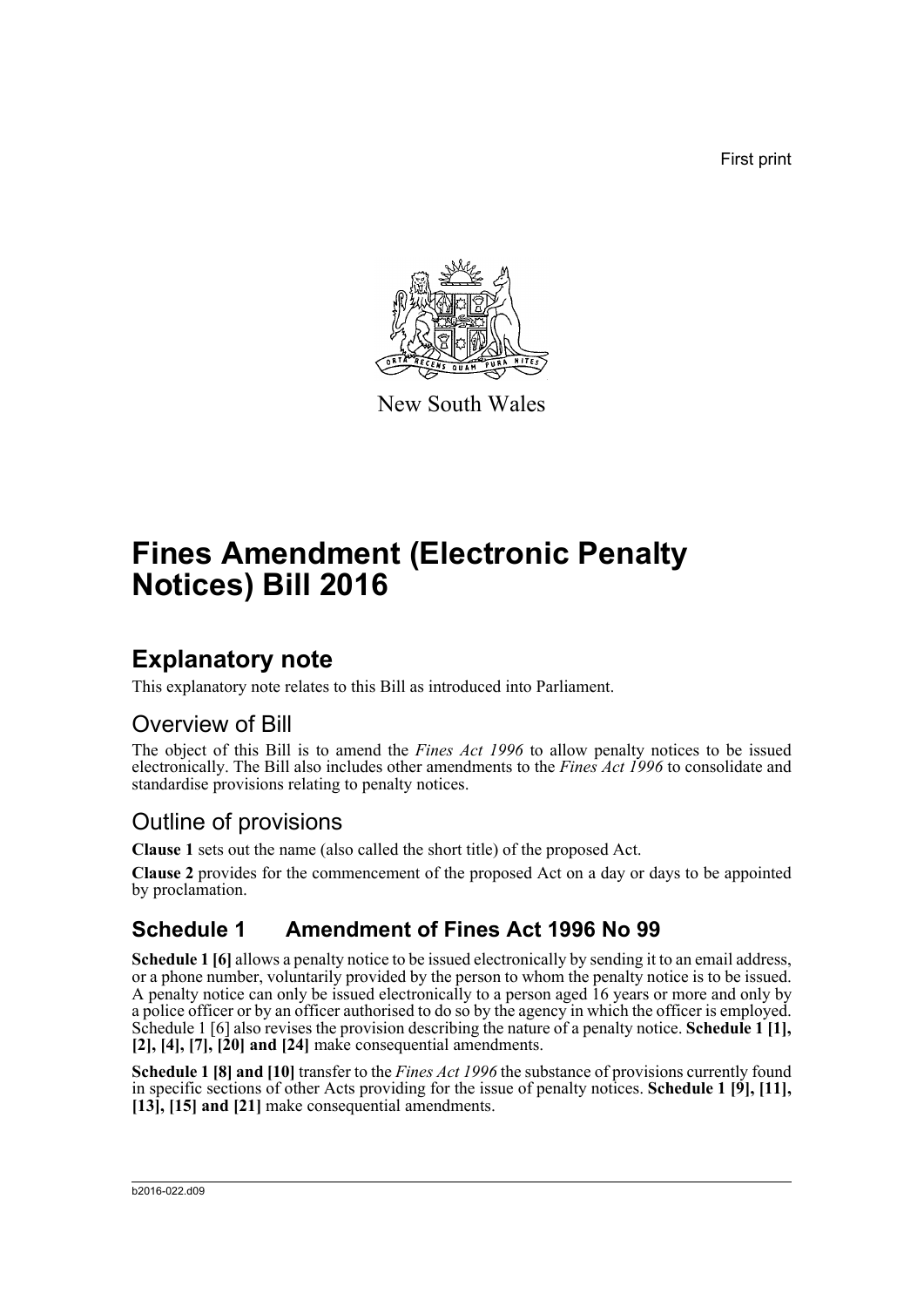First print

New South Wales

# Fines Amendment (Electronic Penalty Notices) Bill 2016

## Explanatory note

This explanatory note relates to this Bill as introduced into Parliament.

### Overview of Bill

The object of this Bill is to amend the *Fines Act 1996* to allow penalty notices to be issued electronically. The Bill also includes other amendments to the *Fines Act 1996* to consolidate and standardise provisions relating to penalty notices.

### Outline of provisions

**Clause 1** sets out the name (also called the short title) of the proposed Act.

**Clause 2** provides for the commencement of the proposed Act on a day or days to be appointed by proclamation.

### Schedule 1 Amendment of Fines Act 1996 No 99

**Schedule 1 [6]** allows a penalty notice to be issued electronically by sending it to an email address, or a phone number, voluntarily provided by the person to whom the penalty notice is to be issued. A penalty notice can only be issued electronically to a person aged 16 years or more and only by a police officer or by an officer authorised to do so by the agency in which the officer is employed. Schedule 1 [6] also revises the provision describing the nature of a penalty notice. **Schedule 1 [1], [2], [4], [7], [20] and [24]** make consequential amendments.

**Schedule 1 [8] and [10]** transfer to the *Fines Act 1996* the substance of provisions currently found in specific sections of other Acts providing for the issue of penalty notices. **Schedule 1 [9], [11], [13], [15] and [21]** make consequential amendments.

b2016-022.d09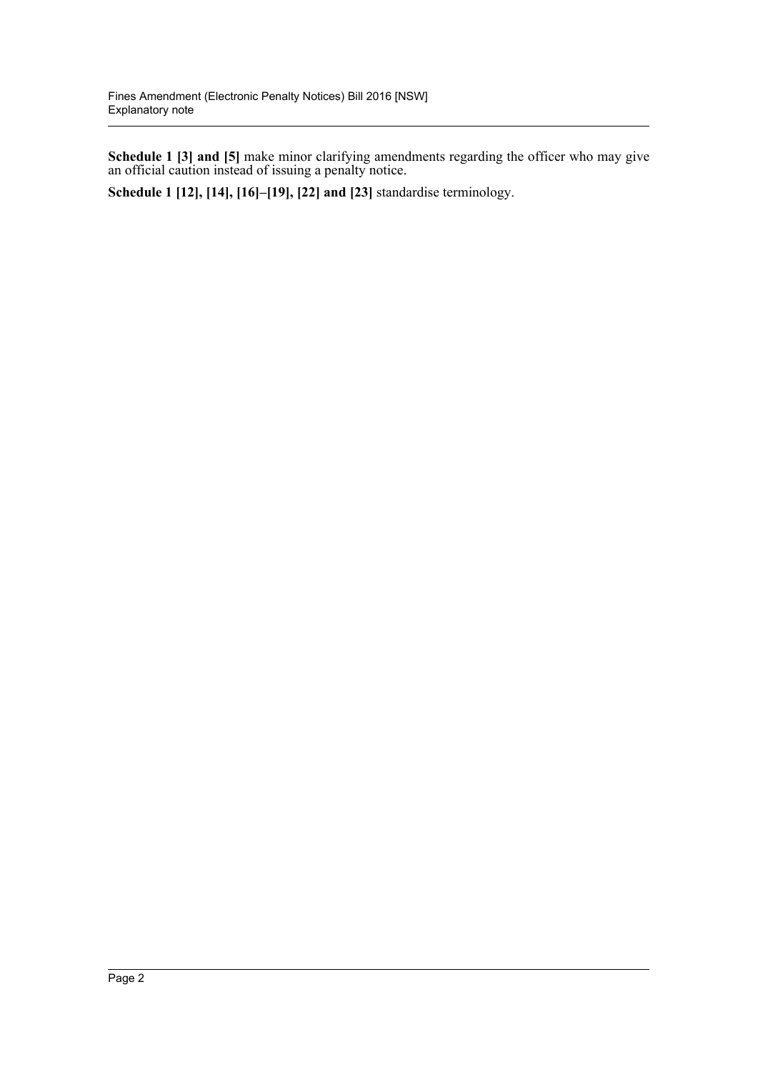**Schedule 1 [3] and [5]** make minor clarifying amendments regarding the officer who may give an official caution instead of issuing a penalty notice.

**Schedule 1 [12], [14], [16]–[19], [22] and [23]** standardise terminology.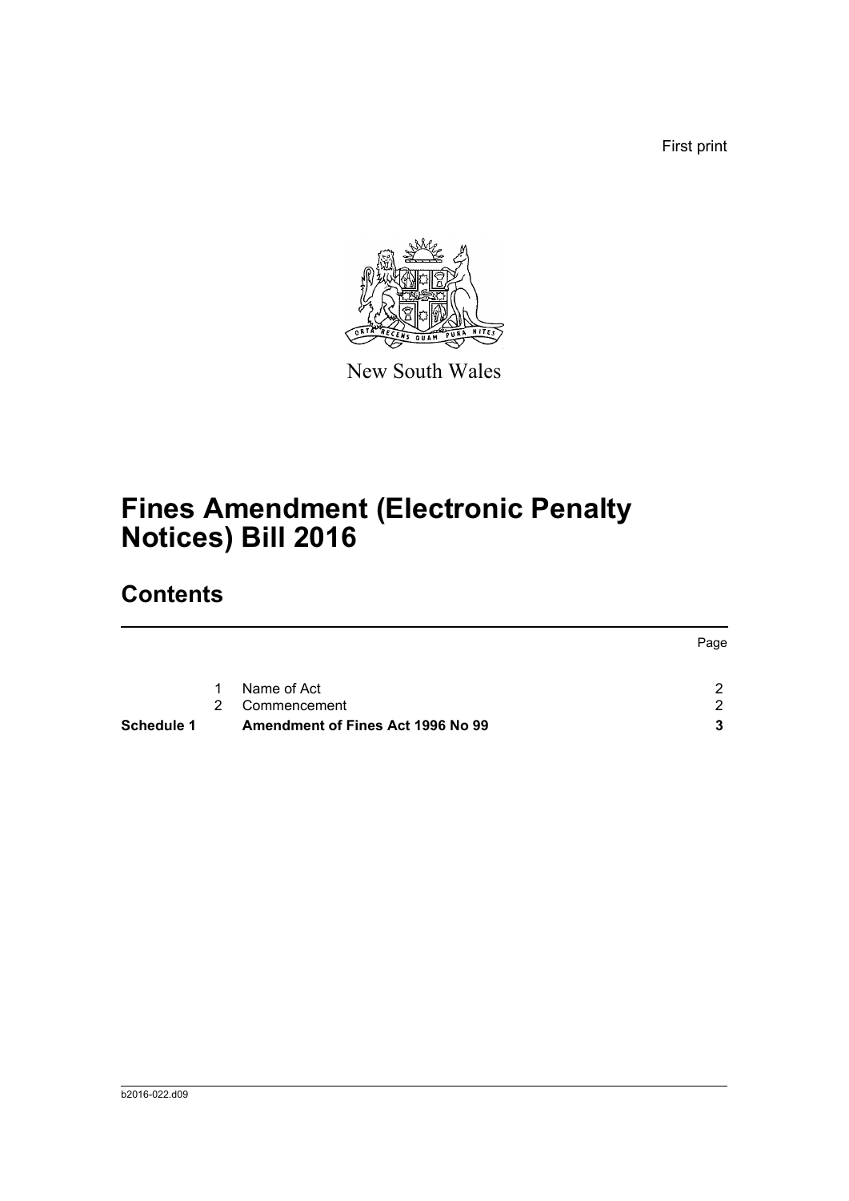First print

New South Wales

# Fines Amendment (Electronic Penalty Notices) Bill 2016

## Contents

| | | | Page |
|---|---|---|---|
| | 1 | Name of Act | 2 |
| | 2 | Commencement | 2 |
| **Schedule 1** | | **Amendment of Fines Act 1996 No 99** | **3** |

b2016-022.d09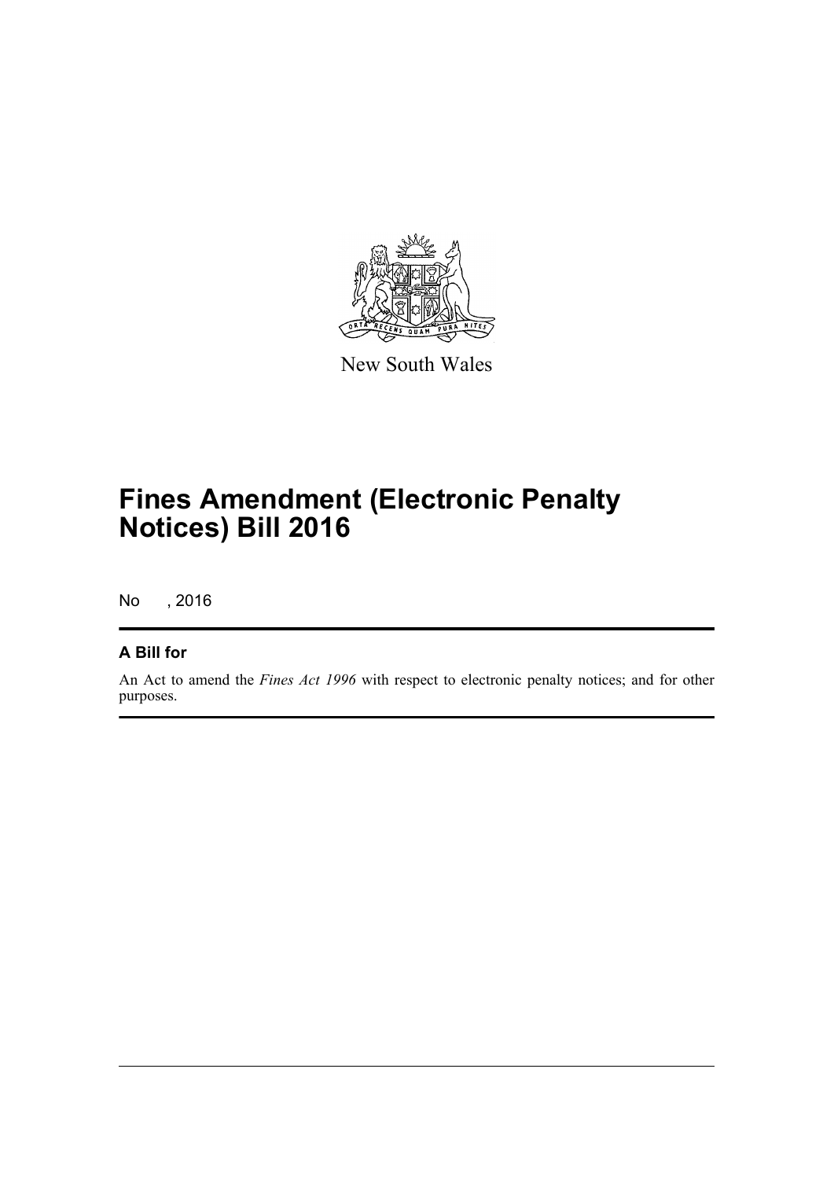New South Wales

# Fines Amendment (Electronic Penalty Notices) Bill 2016

No , 2016

## A Bill for

An Act to amend the *Fines Act 1996* with respect to electronic penalty notices; and for other purposes.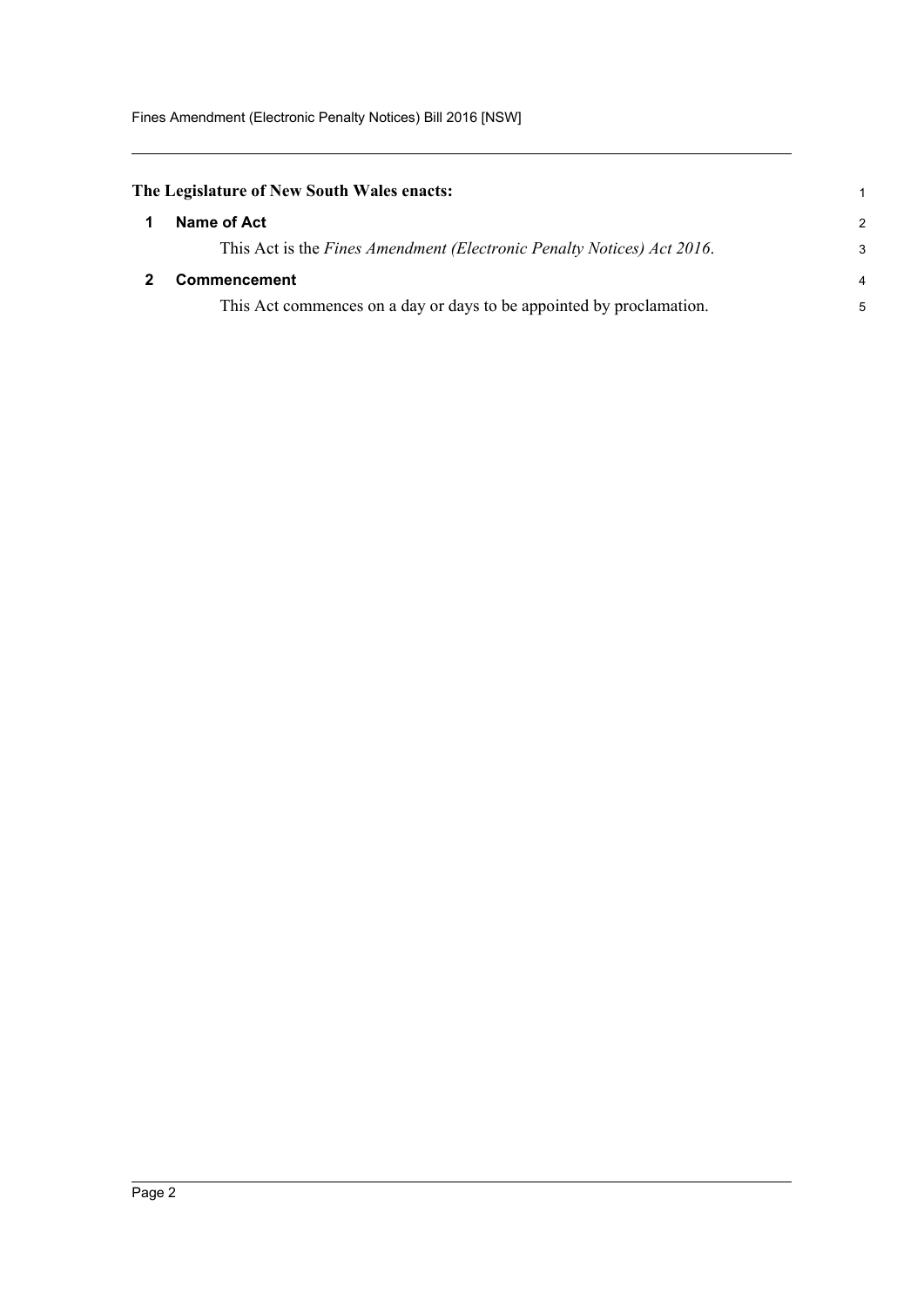**The Legislature of New South Wales enacts:**

## 1 Name of Act

This Act is the *Fines Amendment (Electronic Penalty Notices) Act 2016*.

## 2 Commencement

This Act commences on a day or days to be appointed by proclamation.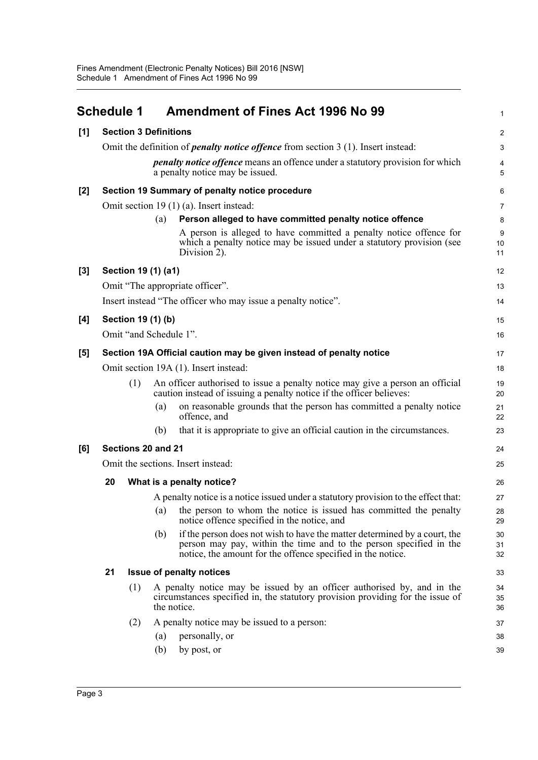# Schedule 1 Amendment of Fines Act 1996 No 99

**[1] Section 3 Definitions**

Omit the definition of ***penalty notice offence*** from section 3 (1). Insert instead:

> ***penalty notice offence*** means an offence under a statutory provision for which a penalty notice may be issued.

**[2] Section 19 Summary of penalty notice procedure**

Omit section 19 (1) (a). Insert instead:

> (a) **Person alleged to have committed penalty notice offence**
>
> A person is alleged to have committed a penalty notice offence for which a penalty notice may be issued under a statutory provision (see Division 2).

**[3] Section 19 (1) (a1)**

Omit "The appropriate officer".

Insert instead "The officer who may issue a penalty notice".

**[4] Section 19 (1) (b)**

Omit "and Schedule 1".

**[5] Section 19A Official caution may be given instead of penalty notice**

Omit section 19A (1). Insert instead:

> (1) An officer authorised to issue a penalty notice may give a person an official caution instead of issuing a penalty notice if the officer believes:
>
> (a) on reasonable grounds that the person has committed a penalty notice offence, and
>
> (b) that it is appropriate to give an official caution in the circumstances.

**[6] Sections 20 and 21**

Omit the sections. Insert instead:

> **20 What is a penalty notice?**
>
> A penalty notice is a notice issued under a statutory provision to the effect that:
>
> (a) the person to whom the notice is issued has committed the penalty notice offence specified in the notice, and
>
> (b) if the person does not wish to have the matter determined by a court, the person may pay, within the time and to the person specified in the notice, the amount for the offence specified in the notice.
>
> **21 Issue of penalty notices**
>
> (1) A penalty notice may be issued by an officer authorised by, and in the circumstances specified in, the statutory provision providing for the issue of the notice.
>
> (2) A penalty notice may be issued to a person:
>
> (a) personally, or
>
> (b) by post, or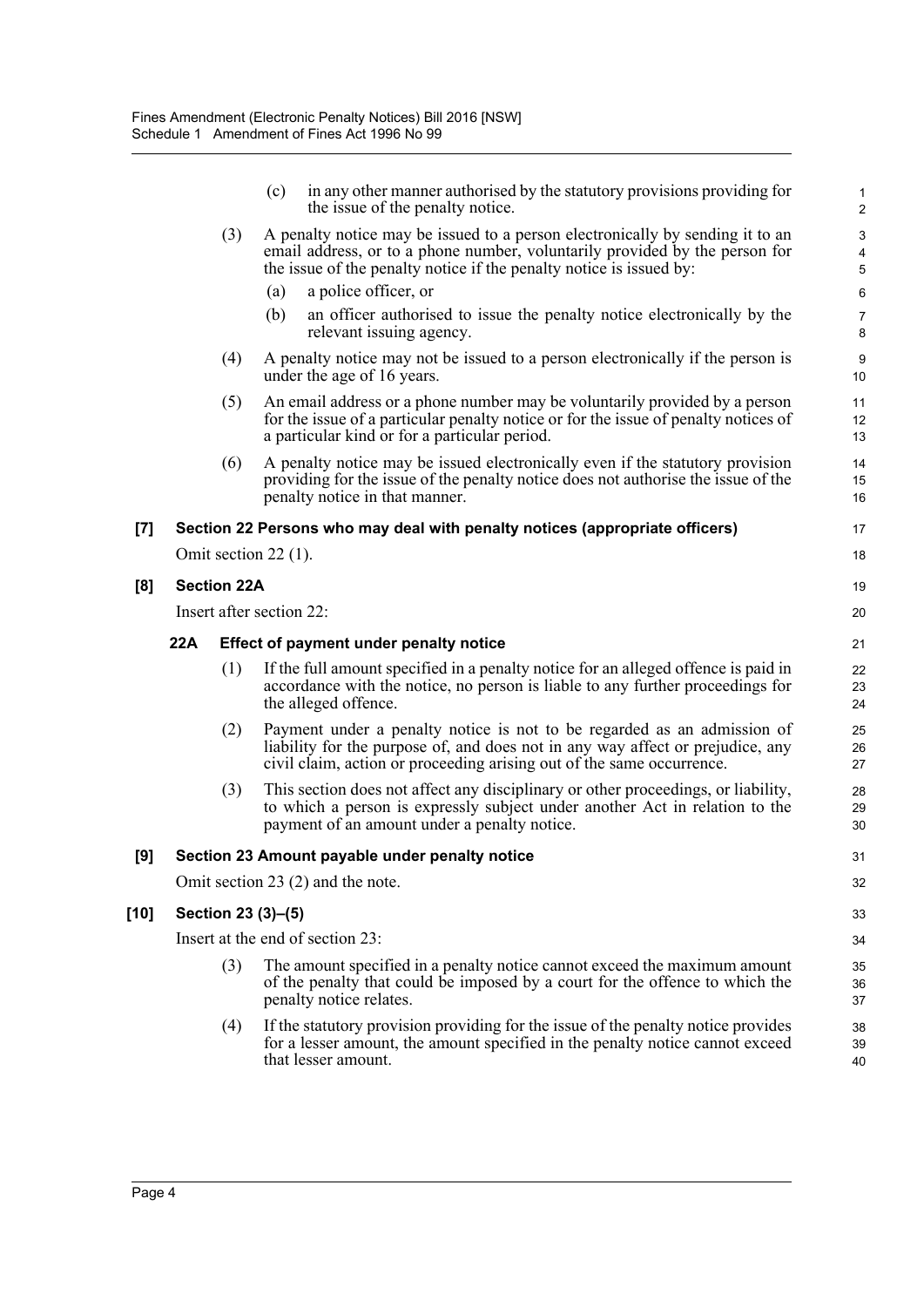(c) in any other manner authorised by the statutory provisions providing for the issue of the penalty notice.

(3) A penalty notice may be issued to a person electronically by sending it to an email address, or to a phone number, voluntarily provided by the person for the issue of the penalty notice if the penalty notice is issued by:

(a) a police officer, or

(b) an officer authorised to issue the penalty notice electronically by the relevant issuing agency.

(4) A penalty notice may not be issued to a person electronically if the person is under the age of 16 years.

(5) An email address or a phone number may be voluntarily provided by a person for the issue of a particular penalty notice or for the issue of penalty notices of a particular kind or for a particular period.

(6) A penalty notice may be issued electronically even if the statutory provision providing for the issue of the penalty notice does not authorise the issue of the penalty notice in that manner.

**[7] Section 22 Persons who may deal with penalty notices (appropriate officers)**

Omit section 22 (1).

**[8] Section 22A**

Insert after section 22:

**22A Effect of payment under penalty notice**

(1) If the full amount specified in a penalty notice for an alleged offence is paid in accordance with the notice, no person is liable to any further proceedings for the alleged offence.

(2) Payment under a penalty notice is not to be regarded as an admission of liability for the purpose of, and does not in any way affect or prejudice, any civil claim, action or proceeding arising out of the same occurrence.

(3) This section does not affect any disciplinary or other proceedings, or liability, to which a person is expressly subject under another Act in relation to the payment of an amount under a penalty notice.

**[9] Section 23 Amount payable under penalty notice**

Omit section 23 (2) and the note.

**[10] Section 23 (3)–(5)**

Insert at the end of section 23:

(3) The amount specified in a penalty notice cannot exceed the maximum amount of the penalty that could be imposed by a court for the offence to which the penalty notice relates.

(4) If the statutory provision providing for the issue of the penalty notice provides for a lesser amount, the amount specified in the penalty notice cannot exceed that lesser amount.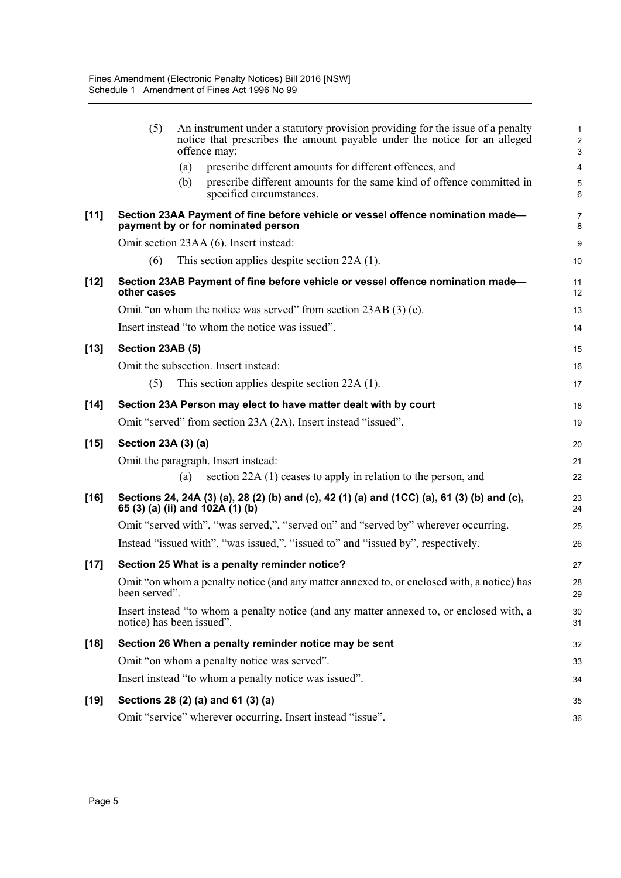(5) An instrument under a statutory provision providing for the issue of a penalty notice that prescribes the amount payable under the notice for an alleged offence may:

(a) prescribe different amounts for different offences, and

(b) prescribe different amounts for the same kind of offence committed in specified circumstances.

**[11] Section 23AA Payment of fine before vehicle or vessel offence nomination made—payment by or for nominated person**

Omit section 23AA (6). Insert instead:

(6) This section applies despite section 22A (1).

**[12] Section 23AB Payment of fine before vehicle or vessel offence nomination made—other cases**

Omit "on whom the notice was served" from section 23AB (3) (c).

Insert instead "to whom the notice was issued".

**[13] Section 23AB (5)**

Omit the subsection. Insert instead:

(5) This section applies despite section 22A (1).

**[14] Section 23A Person may elect to have matter dealt with by court**

Omit "served" from section 23A (2A). Insert instead "issued".

**[15] Section 23A (3) (a)**

Omit the paragraph. Insert instead:

(a) section 22A (1) ceases to apply in relation to the person, and

**[16] Sections 24, 24A (3) (a), 28 (2) (b) and (c), 42 (1) (a) and (1CC) (a), 61 (3) (b) and (c), 65 (3) (a) (ii) and 102A (1) (b)**

Omit "served with", "was served,", "served on" and "served by" wherever occurring.

Instead "issued with", "was issued,", "issued to" and "issued by", respectively.

**[17] Section 25 What is a penalty reminder notice?**

Omit "on whom a penalty notice (and any matter annexed to, or enclosed with, a notice) has been served".

Insert instead "to whom a penalty notice (and any matter annexed to, or enclosed with, a notice) has been issued".

**[18] Section 26 When a penalty reminder notice may be sent**

Omit "on whom a penalty notice was served".

Insert instead "to whom a penalty notice was issued".

**[19] Sections 28 (2) (a) and 61 (3) (a)**

Omit "service" wherever occurring. Insert instead "issue".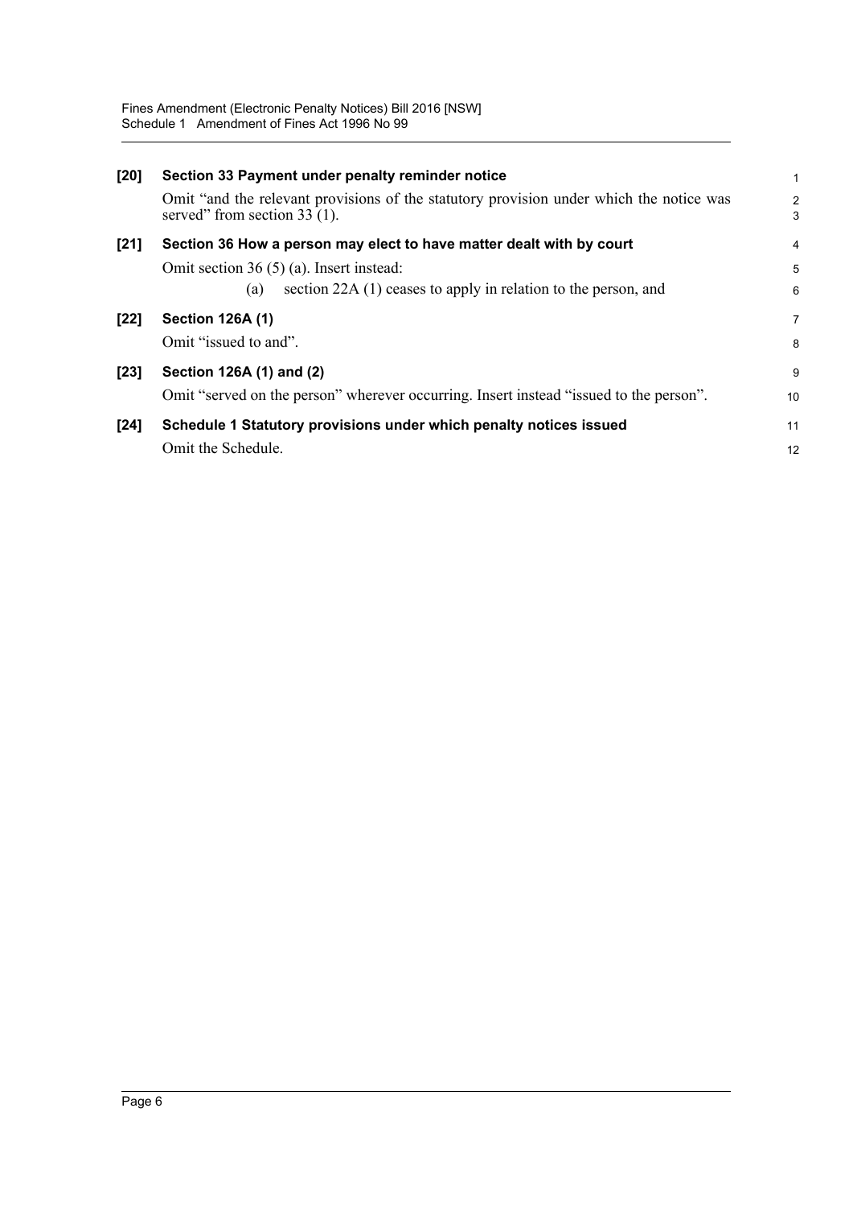**[20] Section 33 Payment under penalty reminder notice**

Omit "and the relevant provisions of the statutory provision under which the notice was served" from section 33 (1).

**[21] Section 36 How a person may elect to have matter dealt with by court**

Omit section 36 (5) (a). Insert instead:

(a) section 22A (1) ceases to apply in relation to the person, and

**[22] Section 126A (1)**

Omit "issued to and".

**[23] Section 126A (1) and (2)**

Omit "served on the person" wherever occurring. Insert instead "issued to the person".

**[24] Schedule 1 Statutory provisions under which penalty notices issued**

Omit the Schedule.